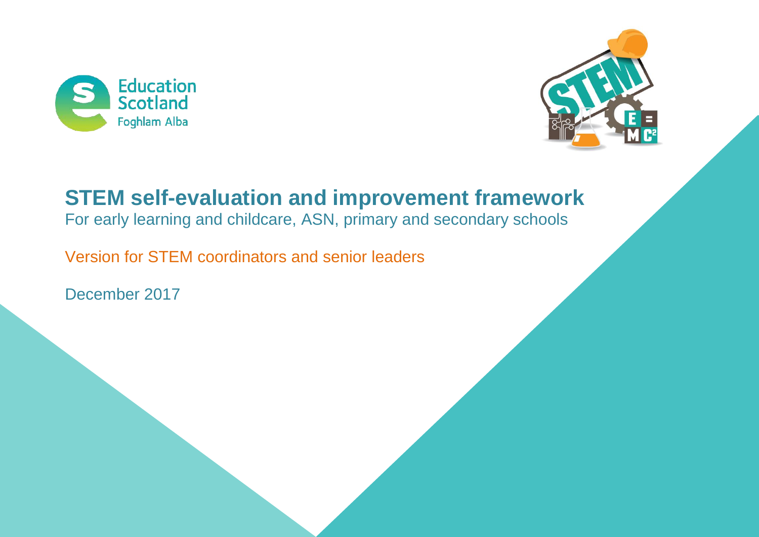# STEM self-evaluation and improvement framework

For early learning and childcare, ASN, primary and secondary schools

Version for STEM coordinators and senior leaders

December 2017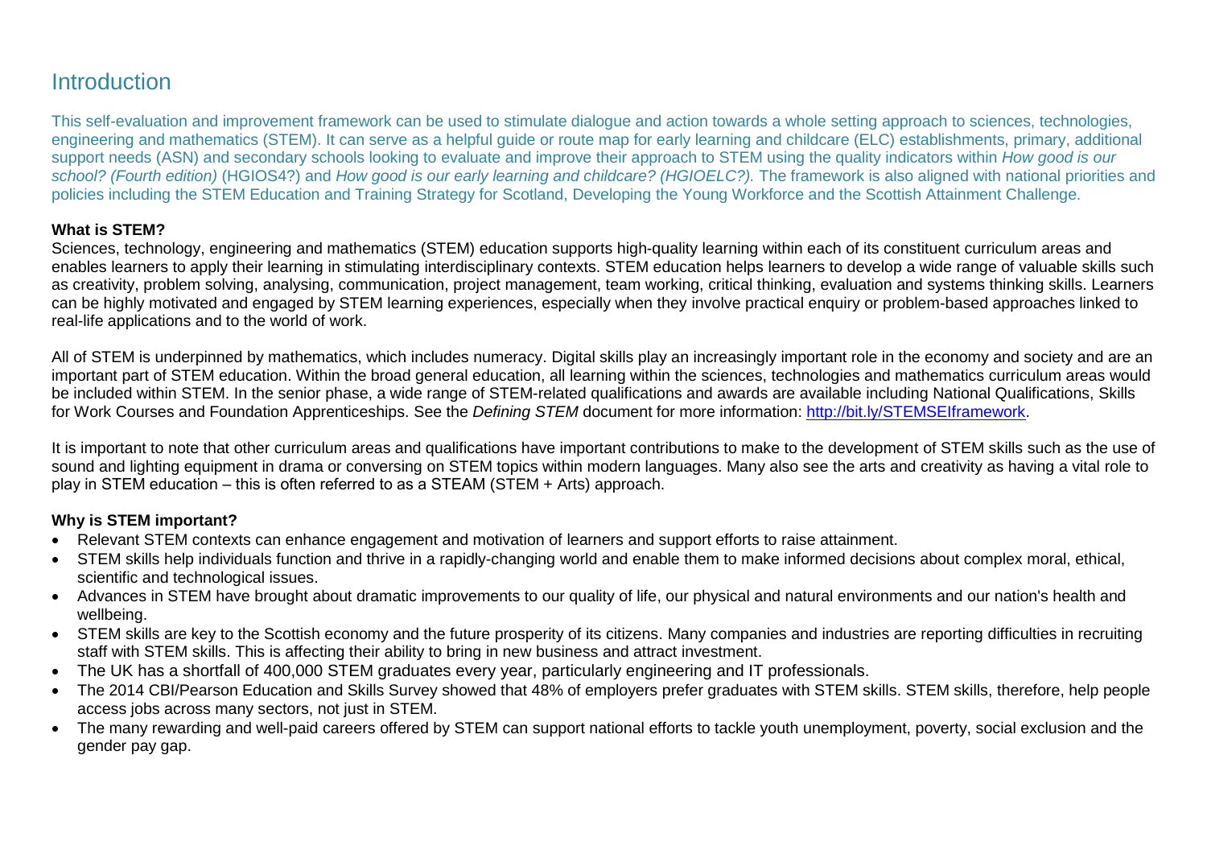# Introduction

This self-evaluation and improvement framework can be used to stimulate dialogue and action towards a whole setting approach to sciences, technologies, engineering and mathematics (STEM). It can serve as a helpful guide or route map for early learning and childcare (ELC) establishments, primary, additional support needs (ASN) and secondary schools looking to evaluate and improve their approach to STEM using the quality indicators within *How good is our school? (Fourth edition)* (HGIOS4?) and *How good is our early learning and childcare? (HGIOELC?).* The framework is also aligned with national priorities and policies including the STEM Education and Training Strategy for Scotland, Developing the Young Workforce and the Scottish Attainment Challenge.

**What is STEM?**

Sciences, technology, engineering and mathematics (STEM) education supports high-quality learning within each of its constituent curriculum areas and enables learners to apply their learning in stimulating interdisciplinary contexts. STEM education helps learners to develop a wide range of valuable skills such as creativity, problem solving, analysing, communication, project management, team working, critical thinking, evaluation and systems thinking skills. Learners can be highly motivated and engaged by STEM learning experiences, especially when they involve practical enquiry or problem-based approaches linked to real-life applications and to the world of work.

All of STEM is underpinned by mathematics, which includes numeracy. Digital skills play an increasingly important role in the economy and society and are an important part of STEM education. Within the broad general education, all learning within the sciences, technologies and mathematics curriculum areas would be included within STEM. In the senior phase, a wide range of STEM-related qualifications and awards are available including National Qualifications, Skills for Work Courses and Foundation Apprenticeships. See the *Defining STEM* document for more information: [http://bit.ly/STEMSEIframework](http://bit.ly/STEMSEIframework).

It is important to note that other curriculum areas and qualifications have important contributions to make to the development of STEM skills such as the use of sound and lighting equipment in drama or conversing on STEM topics within modern languages. Many also see the arts and creativity as having a vital role to play in STEM education – this is often referred to as a STEAM (STEM + Arts) approach.

**Why is STEM important?**

- Relevant STEM contexts can enhance engagement and motivation of learners and support efforts to raise attainment.
- STEM skills help individuals function and thrive in a rapidly-changing world and enable them to make informed decisions about complex moral, ethical, scientific and technological issues.
- Advances in STEM have brought about dramatic improvements to our quality of life, our physical and natural environments and our nation's health and wellbeing.
- STEM skills are key to the Scottish economy and the future prosperity of its citizens. Many companies and industries are reporting difficulties in recruiting staff with STEM skills. This is affecting their ability to bring in new business and attract investment.
- The UK has a shortfall of 400,000 STEM graduates every year, particularly engineering and IT professionals.
- The 2014 CBI/Pearson Education and Skills Survey showed that 48% of employers prefer graduates with STEM skills. STEM skills, therefore, help people access jobs across many sectors, not just in STEM.
- The many rewarding and well-paid careers offered by STEM can support national efforts to tackle youth unemployment, poverty, social exclusion and the gender pay gap.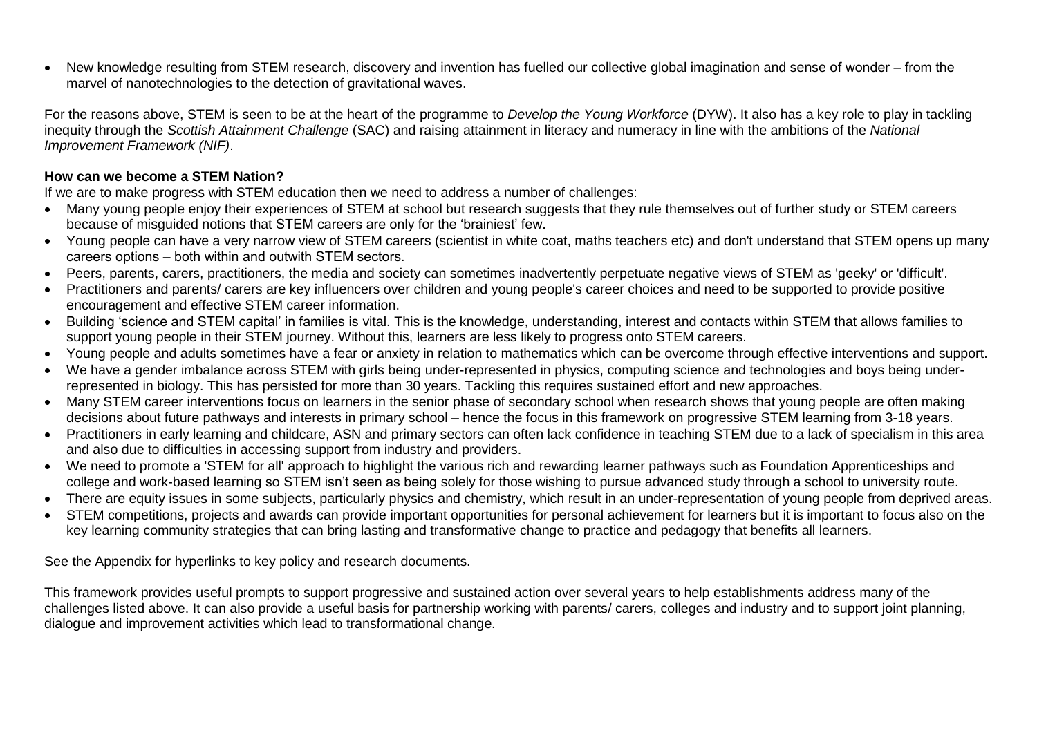- New knowledge resulting from STEM research, discovery and invention has fuelled our collective global imagination and sense of wonder – from the marvel of nanotechnologies to the detection of gravitational waves.

For the reasons above, STEM is seen to be at the heart of the programme to *Develop the Young Workforce* (DYW). It also has a key role to play in tackling inequity through the *Scottish Attainment Challenge* (SAC) and raising attainment in literacy and numeracy in line with the ambitions of the *National Improvement Framework (NIF)*.

**How can we become a STEM Nation?**

If we are to make progress with STEM education then we need to address a number of challenges:

- Many young people enjoy their experiences of STEM at school but research suggests that they rule themselves out of further study or STEM careers because of misguided notions that STEM careers are only for the 'brainiest' few.
- Young people can have a very narrow view of STEM careers (scientist in white coat, maths teachers etc) and don't understand that STEM opens up many careers options – both within and outwith STEM sectors.
- Peers, parents, carers, practitioners, the media and society can sometimes inadvertently perpetuate negative views of STEM as 'geeky' or 'difficult'.
- Practitioners and parents/ carers are key influencers over children and young people's career choices and need to be supported to provide positive encouragement and effective STEM career information.
- Building 'science and STEM capital' in families is vital. This is the knowledge, understanding, interest and contacts within STEM that allows families to support young people in their STEM journey. Without this, learners are less likely to progress onto STEM careers.
- Young people and adults sometimes have a fear or anxiety in relation to mathematics which can be overcome through effective interventions and support.
- We have a gender imbalance across STEM with girls being under-represented in physics, computing science and technologies and boys being under-represented in biology. This has persisted for more than 30 years. Tackling this requires sustained effort and new approaches.
- Many STEM career interventions focus on learners in the senior phase of secondary school when research shows that young people are often making decisions about future pathways and interests in primary school – hence the focus in this framework on progressive STEM learning from 3-18 years.
- Practitioners in early learning and childcare, ASN and primary sectors can often lack confidence in teaching STEM due to a lack of specialism in this area and also due to difficulties in accessing support from industry and providers.
- We need to promote a 'STEM for all' approach to highlight the various rich and rewarding learner pathways such as Foundation Apprenticeships and college and work-based learning so STEM isn't seen as being solely for those wishing to pursue advanced study through a school to university route.
- There are equity issues in some subjects, particularly physics and chemistry, which result in an under-representation of young people from deprived areas.
- STEM competitions, projects and awards can provide important opportunities for personal achievement for learners but it is important to focus also on the key learning community strategies that can bring lasting and transformative change to practice and pedagogy that benefits all learners.

See the Appendix for hyperlinks to key policy and research documents.

This framework provides useful prompts to support progressive and sustained action over several years to help establishments address many of the challenges listed above. It can also provide a useful basis for partnership working with parents/ carers, colleges and industry and to support joint planning, dialogue and improvement activities which lead to transformational change.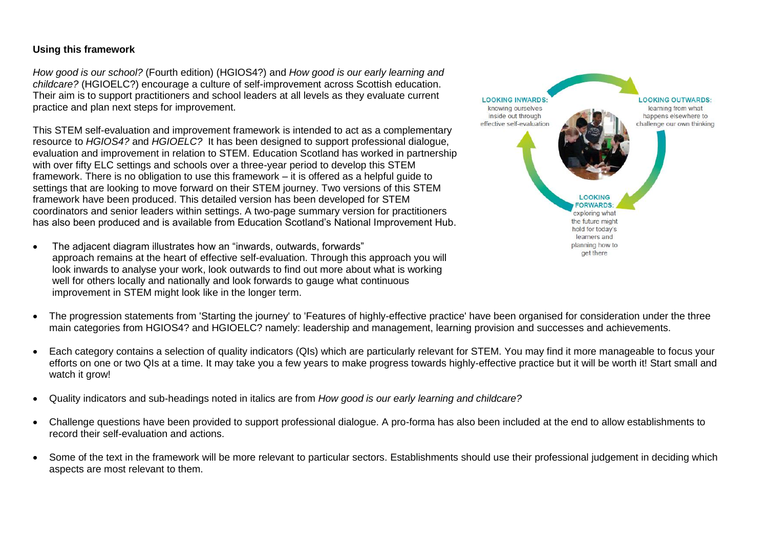## Using this framework

*How good is our school?* (Fourth edition) (HGIOS4?) and *How good is our early learning and childcare?* (HGIOELC?) encourage a culture of self-improvement across Scottish education. Their aim is to support practitioners and school leaders at all levels as they evaluate current practice and plan next steps for improvement.

This STEM self-evaluation and improvement framework is intended to act as a complementary resource to *HGIOS4?* and *HGIOELC?* It has been designed to support professional dialogue, evaluation and improvement in relation to STEM. Education Scotland has worked in partnership with over fifty ELC settings and schools over a three-year period to develop this STEM framework. There is no obligation to use this framework – it is offered as a helpful guide to settings that are looking to move forward on their STEM journey. Two versions of this STEM framework have been produced. This detailed version has been developed for STEM coordinators and senior leaders within settings. A two-page summary version for practitioners has also been produced and is available from Education Scotland's National Improvement Hub.

**LOOKING INWARDS:** knowing ourselves inside out through effective self-evaluation

**LOOKING OUTWARDS:** learning from what happens elsewhere to challenge our own thinking

**LOOKING FORWARDS:** exploring what the future might hold for today's learners and planning how to get there

- The adjacent diagram illustrates how an "inwards, outwards, forwards" approach remains at the heart of effective self-evaluation. Through this approach you will look inwards to analyse your work, look outwards to find out more about what is working well for others locally and nationally and look forwards to gauge what continuous improvement in STEM might look like in the longer term.
- The progression statements from 'Starting the journey' to 'Features of highly-effective practice' have been organised for consideration under the three main categories from HGIOS4? and HGIOELC? namely: leadership and management, learning provision and successes and achievements.
- Each category contains a selection of quality indicators (QIs) which are particularly relevant for STEM. You may find it more manageable to focus your efforts on one or two QIs at a time. It may take you a few years to make progress towards highly-effective practice but it will be worth it! Start small and watch it grow!
- Quality indicators and sub-headings noted in italics are from *How good is our early learning and childcare?*
- Challenge questions have been provided to support professional dialogue. A pro-forma has also been included at the end to allow establishments to record their self-evaluation and actions.
- Some of the text in the framework will be more relevant to particular sectors. Establishments should use their professional judgement in deciding which aspects are most relevant to them.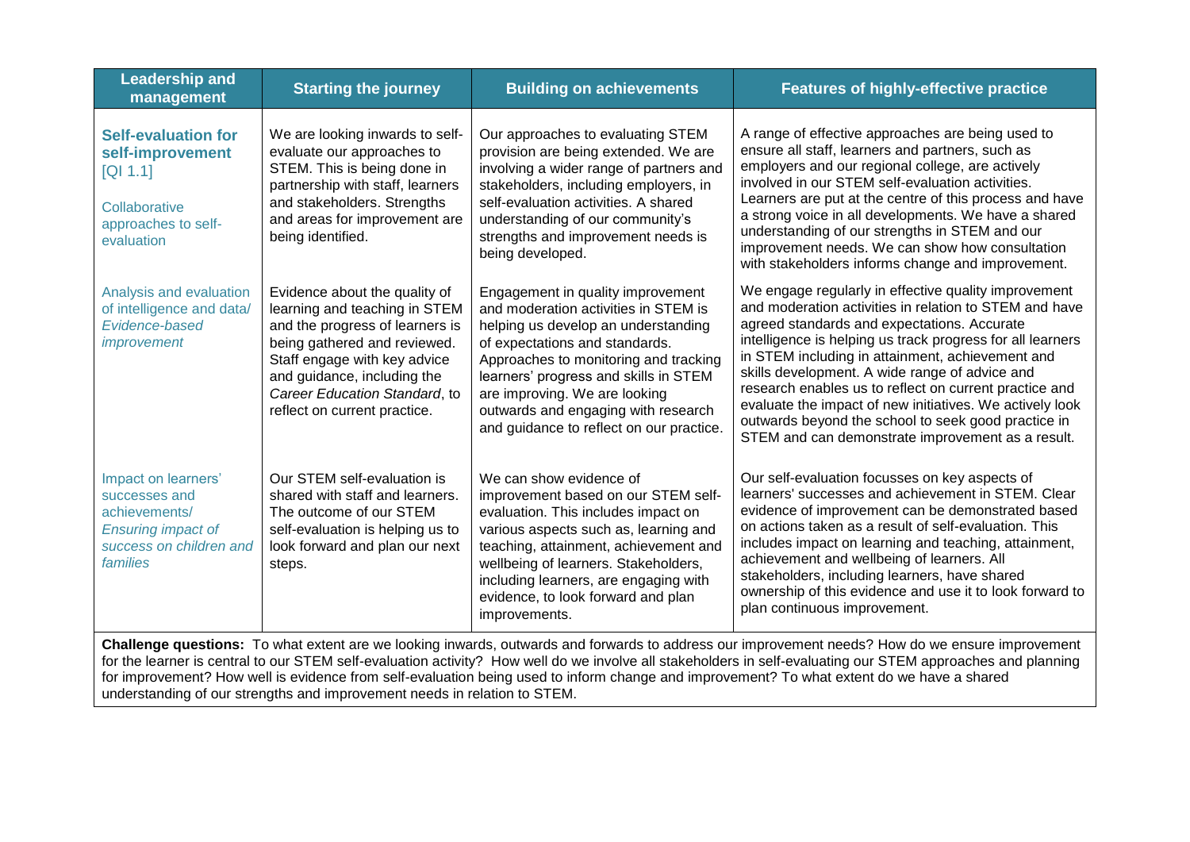| Leadership and management | Starting the journey | Building on achievements | Features of highly-effective practice |
|---|---|---|---|
| **Self-evaluation for self-improvement** [QI 1.1] <br><br> Collaborative approaches to self-evaluation | We are looking inwards to self-evaluate our approaches to STEM. This is being done in partnership with staff, learners and stakeholders. Strengths and areas for improvement are being identified. | Our approaches to evaluating STEM provision are being extended. We are involving a wider range of partners and stakeholders, including employers, in self-evaluation activities. A shared understanding of our community's strengths and improvement needs is being developed. | A range of effective approaches are being used to ensure all staff, learners and partners, such as employers and our regional college, are actively involved in our STEM self-evaluation activities. Learners are put at the centre of this process and have a strong voice in all developments. We have a shared understanding of our strengths in STEM and our improvement needs. We can show how consultation with stakeholders informs change and improvement. |
| Analysis and evaluation of intelligence and data/ *Evidence-based improvement* | Evidence about the quality of learning and teaching in STEM and the progress of learners is being gathered and reviewed. Staff engage with key advice and guidance, including the *Career Education Standard*, to reflect on current practice. | Engagement in quality improvement and moderation activities in STEM is helping us develop an understanding of expectations and standards. Approaches to monitoring and tracking learners' progress and skills in STEM are improving. We are looking outwards and engaging with research and guidance to reflect on our practice. | We engage regularly in effective quality improvement and moderation activities in relation to STEM and have agreed standards and expectations. Accurate intelligence is helping us track progress for all learners in STEM including in attainment, achievement and skills development. A wide range of advice and research enables us to reflect on current practice and evaluate the impact of new initiatives. We actively look outwards beyond the school to seek good practice in STEM and can demonstrate improvement as a result. |
| Impact on learners' successes and achievements/ *Ensuring impact of success on children and families* | Our STEM self-evaluation is shared with staff and learners. The outcome of our STEM self-evaluation is helping us to look forward and plan our next steps. | We can show evidence of improvement based on our STEM self-evaluation. This includes impact on various aspects such as, learning and teaching, attainment, achievement and wellbeing of learners. Stakeholders, including learners, are engaging with evidence, to look forward and plan improvements. | Our self-evaluation focusses on key aspects of learners' successes and achievement in STEM. Clear evidence of improvement can be demonstrated based on actions taken as a result of self-evaluation. This includes impact on learning and teaching, attainment, achievement and wellbeing of learners. All stakeholders, including learners, have shared ownership of this evidence and use it to look forward to plan continuous improvement. |

**Challenge questions:** To what extent are we looking inwards, outwards and forwards to address our improvement needs? How do we ensure improvement for the learner is central to our STEM self-evaluation activity? How well do we involve all stakeholders in self-evaluating our STEM approaches and planning for improvement? How well is evidence from self-evaluation being used to inform change and improvement? To what extent do we have a shared understanding of our strengths and improvement needs in relation to STEM.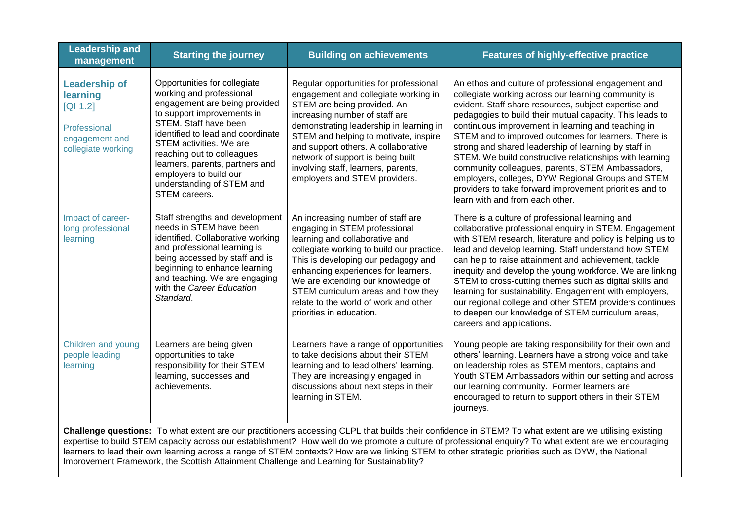| Leadership and management | Starting the journey | Building on achievements | Features of highly-effective practice |
|---|---|---|---|
| **Leadership of learning** [QI 1.2] Professional engagement and collegiate working | Opportunities for collegiate working and professional engagement are being provided to support improvements in STEM. Staff have been identified to lead and coordinate STEM activities. We are reaching out to colleagues, learners, parents, partners and employers to build our understanding of STEM and STEM careers. | Regular opportunities for professional engagement and collegiate working in STEM are being provided. An increasing number of staff are demonstrating leadership in learning in STEM and helping to motivate, inspire and support others. A collaborative network of support is being built involving staff, learners, parents, employers and STEM providers. | An ethos and culture of professional engagement and collegiate working across our learning community is evident. Staff share resources, subject expertise and pedagogies to build their mutual capacity. This leads to continuous improvement in learning and teaching in STEM and to improved outcomes for learners. There is strong and shared leadership of learning by staff in STEM. We build constructive relationships with learning community colleagues, parents, STEM Ambassadors, employers, colleges, DYW Regional Groups and STEM providers to take forward improvement priorities and to learn with and from each other. |
| Impact of career-long professional learning | Staff strengths and development needs in STEM have been identified. Collaborative working and professional learning is being accessed by staff and is beginning to enhance learning and teaching. We are engaging with the *Career Education Standard*. | An increasing number of staff are engaging in STEM professional learning and collaborative and collegiate working to build our practice. This is developing our pedagogy and enhancing experiences for learners. We are extending our knowledge of STEM curriculum areas and how they relate to the world of work and other priorities in education. | There is a culture of professional learning and collaborative professional enquiry in STEM. Engagement with STEM research, literature and policy is helping us to lead and develop learning. Staff understand how STEM can help to raise attainment and achievement, tackle inequity and develop the young workforce. We are linking STEM to cross-cutting themes such as digital skills and learning for sustainability. Engagement with employers, our regional college and other STEM providers continues to deepen our knowledge of STEM curriculum areas, careers and applications. |
| Children and young people leading learning | Learners are being given opportunities to take responsibility for their STEM learning, successes and achievements. | Learners have a range of opportunities to take decisions about their STEM learning and to lead others' learning. They are increasingly engaged in discussions about next steps in their learning in STEM. | Young people are taking responsibility for their own and others' learning. Learners have a strong voice and take on leadership roles as STEM mentors, captains and Youth STEM Ambassadors within our setting and across our learning community. Former learners are encouraged to return to support others in their STEM journeys. |

**Challenge questions:** To what extent are our practitioners accessing CLPL that builds their confidence in STEM? To what extent are we utilising existing expertise to build STEM capacity across our establishment? How well do we promote a culture of professional enquiry? To what extent are we encouraging learners to lead their own learning across a range of STEM contexts? How are we linking STEM to other strategic priorities such as DYW, the National Improvement Framework, the Scottish Attainment Challenge and Learning for Sustainability?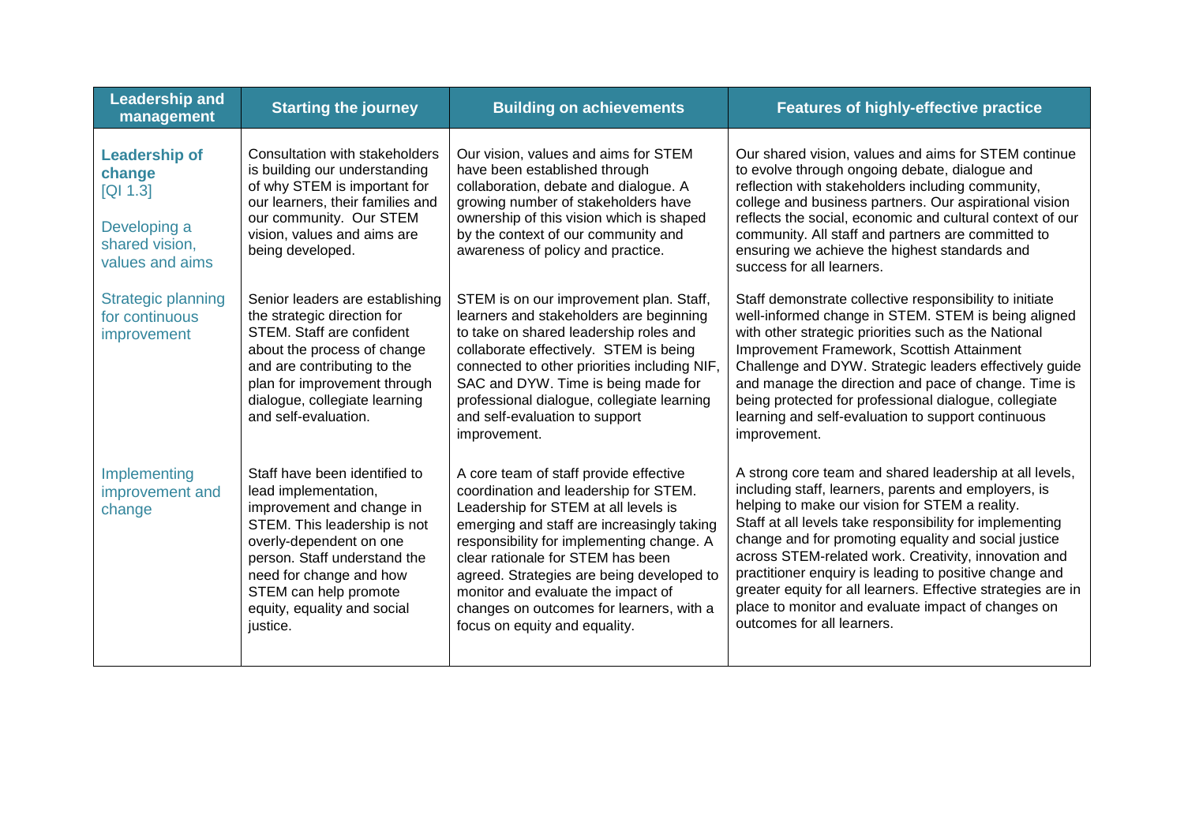| Leadership and management | Starting the journey | Building on achievements | Features of highly-effective practice |
|---|---|---|---|
| **Leadership of change** [QI 1.3] Developing a shared vision, values and aims | Consultation with stakeholders is building our understanding of why STEM is important for our learners, their families and our community. Our STEM vision, values and aims are being developed. | Our vision, values and aims for STEM have been established through collaboration, debate and dialogue. A growing number of stakeholders have ownership of this vision which is shaped by the context of our community and awareness of policy and practice. | Our shared vision, values and aims for STEM continue to evolve through ongoing debate, dialogue and reflection with stakeholders including community, college and business partners. Our aspirational vision reflects the social, economic and cultural context of our community. All staff and partners are committed to ensuring we achieve the highest standards and success for all learners. |
| Strategic planning for continuous improvement | Senior leaders are establishing the strategic direction for STEM. Staff are confident about the process of change and are contributing to the plan for improvement through dialogue, collegiate learning and self-evaluation. | STEM is on our improvement plan. Staff, learners and stakeholders are beginning to take on shared leadership roles and collaborate effectively. STEM is being connected to other priorities including NIF, SAC and DYW. Time is being made for professional dialogue, collegiate learning and self-evaluation to support improvement. | Staff demonstrate collective responsibility to initiate well-informed change in STEM. STEM is being aligned with other strategic priorities such as the National Improvement Framework, Scottish Attainment Challenge and DYW. Strategic leaders effectively guide and manage the direction and pace of change. Time is being protected for professional dialogue, collegiate learning and self-evaluation to support continuous improvement. |
| Implementing improvement and change | Staff have been identified to lead implementation, improvement and change in STEM. This leadership is not overly-dependent on one person. Staff understand the need for change and how STEM can help promote equity, equality and social justice. | A core team of staff provide effective coordination and leadership for STEM. Leadership for STEM at all levels is emerging and staff are increasingly taking responsibility for implementing change. A clear rationale for STEM has been agreed. Strategies are being developed to monitor and evaluate the impact of changes on outcomes for learners, with a focus on equity and equality. | A strong core team and shared leadership at all levels, including staff, learners, parents and employers, is helping to make our vision for STEM a reality. Staff at all levels take responsibility for implementing change and for promoting equality and social justice across STEM-related work. Creativity, innovation and practitioner enquiry is leading to positive change and greater equity for all learners. Effective strategies are in place to monitor and evaluate impact of changes on outcomes for all learners. |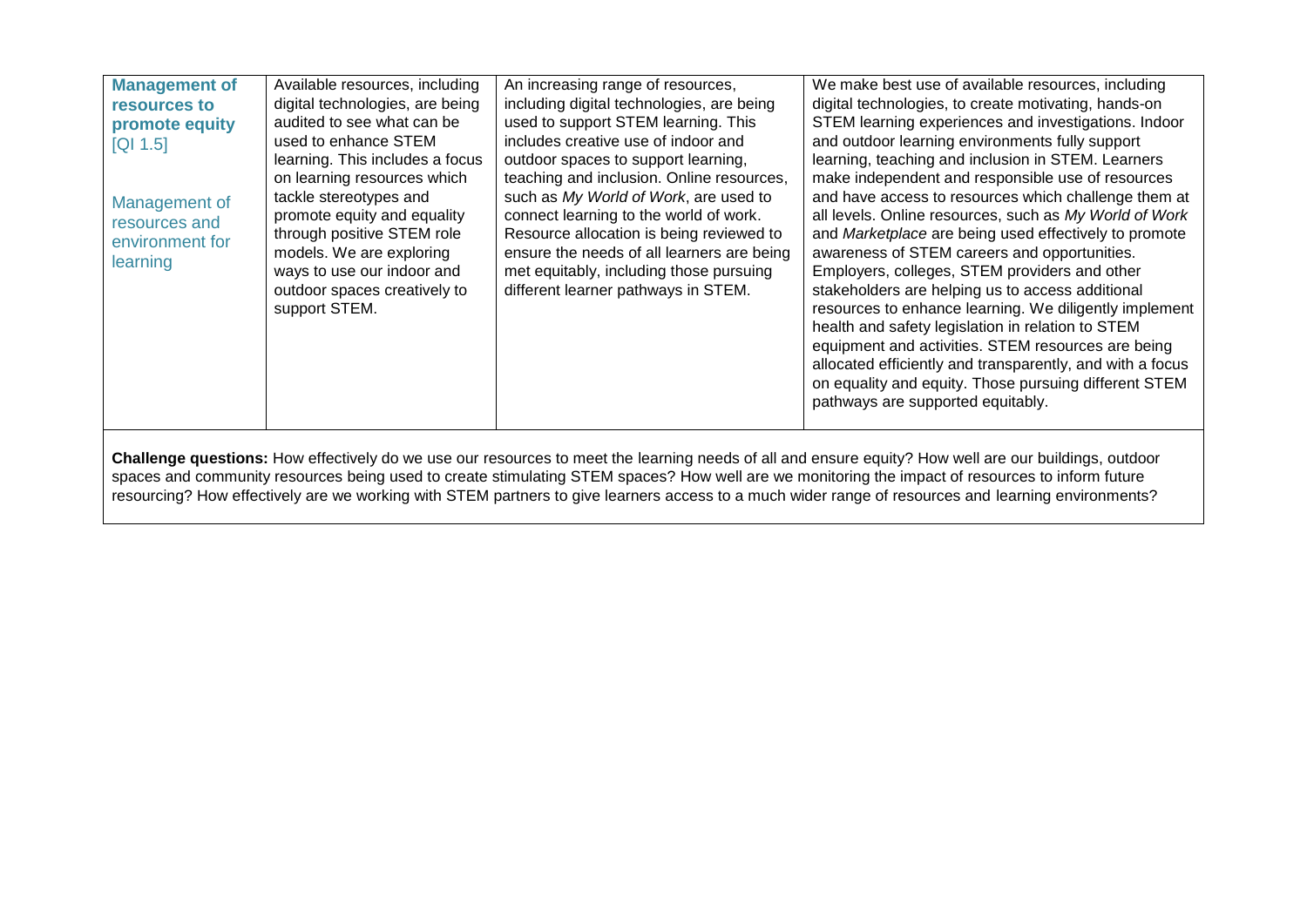| | | | |
|---|---|---|---|
| **Management of resources to promote equity** [QI 1.5]<br><br>Management of resources and environment for learning | Available resources, including digital technologies, are being audited to see what can be used to enhance STEM learning. This includes a focus on learning resources which tackle stereotypes and promote equity and equality through positive STEM role models. We are exploring ways to use our indoor and outdoor spaces creatively to support STEM. | An increasing range of resources, including digital technologies, are being used to support STEM learning. This includes creative use of indoor and outdoor spaces to support learning, teaching and inclusion. Online resources, such as *My World of Work*, are used to connect learning to the world of work. Resource allocation is being reviewed to ensure the needs of all learners are being met equitably, including those pursuing different learner pathways in STEM. | We make best use of available resources, including digital technologies, to create motivating, hands-on STEM learning experiences and investigations. Indoor and outdoor learning environments fully support learning, teaching and inclusion in STEM. Learners make independent and responsible use of resources and have access to resources which challenge them at all levels. Online resources, such as *My World of Work* and *Marketplace* are being used effectively to promote awareness of STEM careers and opportunities. Employers, colleges, STEM providers and other stakeholders are helping us to access additional resources to enhance learning. We diligently implement health and safety legislation in relation to STEM equipment and activities. STEM resources are being allocated efficiently and transparently, and with a focus on equality and equity. Those pursuing different STEM pathways are supported equitably. |

**Challenge questions:** How effectively do we use our resources to meet the learning needs of all and ensure equity? How well are our buildings, outdoor spaces and community resources being used to create stimulating STEM spaces? How well are we monitoring the impact of resources to inform future resourcing? How effectively are we working with STEM partners to give learners access to a much wider range of resources and learning environments?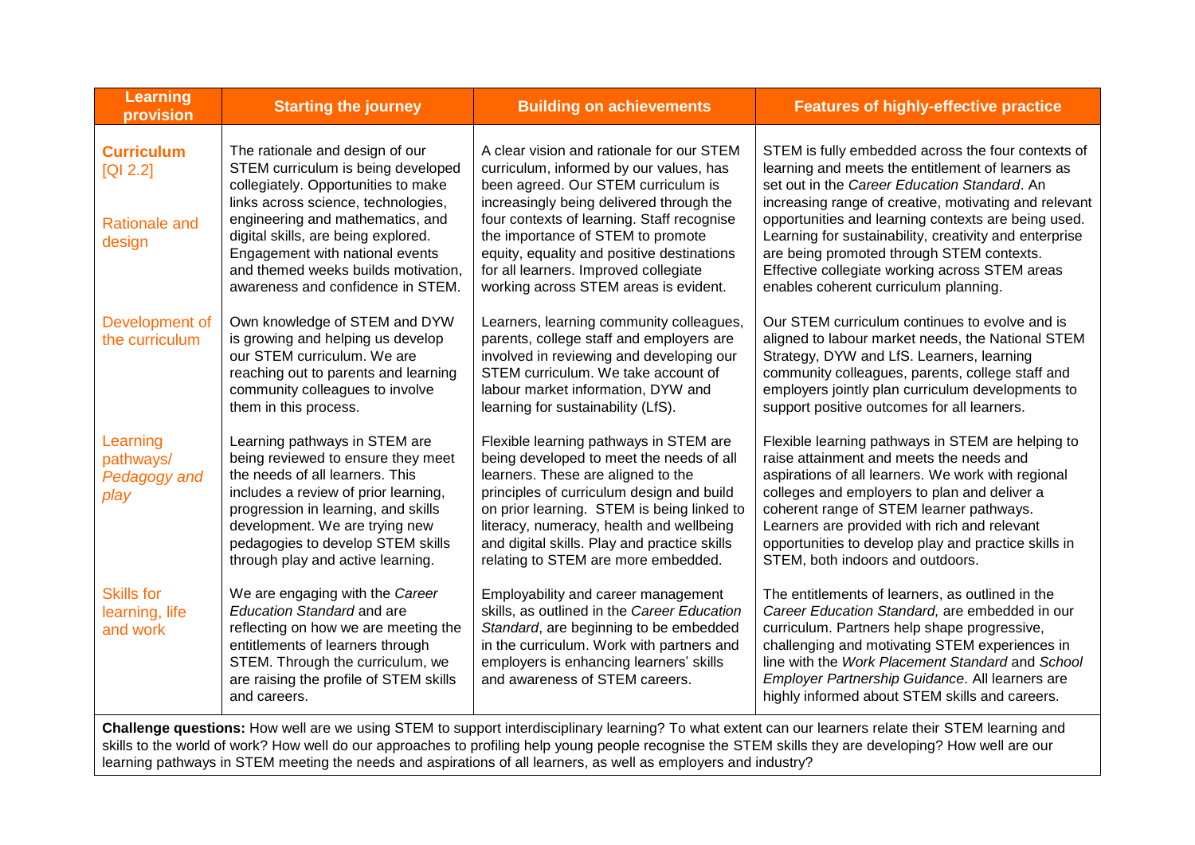| Learning provision | Starting the journey | Building on achievements | Features of highly-effective practice |
|---|---|---|---|
| **Curriculum** [QI 2.2] <br><br> Rationale and design | The rationale and design of our STEM curriculum is being developed collegiately. Opportunities to make links across science, technologies, engineering and mathematics, and digital skills, are being explored. Engagement with national events and themed weeks builds motivation, awareness and confidence in STEM. | A clear vision and rationale for our STEM curriculum, informed by our values, has been agreed. Our STEM curriculum is increasingly being delivered through the four contexts of learning. Staff recognise the importance of STEM to promote equity, equality and positive destinations for all learners. Improved collegiate working across STEM areas is evident. | STEM is fully embedded across the four contexts of learning and meets the entitlement of learners as set out in the *Career Education Standard*. An increasing range of creative, motivating and relevant opportunities and learning contexts are being used. Learning for sustainability, creativity and enterprise are being promoted through STEM contexts. Effective collegiate working across STEM areas enables coherent curriculum planning. |
| Development of the curriculum | Own knowledge of STEM and DYW is growing and helping us develop our STEM curriculum. We are reaching out to parents and learning community colleagues to involve them in this process. | Learners, learning community colleagues, parents, college staff and employers are involved in reviewing and developing our STEM curriculum. We take account of labour market information, DYW and learning for sustainability (LfS). | Our STEM curriculum continues to evolve and is aligned to labour market needs, the National STEM Strategy, DYW and LfS. Learners, learning community colleagues, parents, college staff and employers jointly plan curriculum developments to support positive outcomes for all learners. |
| Learning pathways/ *Pedagogy and play* | Learning pathways in STEM are being reviewed to ensure they meet the needs of all learners. This includes a review of prior learning, progression in learning, and skills development. We are trying new pedagogies to develop STEM skills through play and active learning. | Flexible learning pathways in STEM are being developed to meet the needs of all learners. These are aligned to the principles of curriculum design and build on prior learning. STEM is being linked to literacy, numeracy, health and wellbeing and digital skills. Play and practice skills relating to STEM are more embedded. | Flexible learning pathways in STEM are helping to raise attainment and meets the needs and aspirations of all learners. We work with regional colleges and employers to plan and deliver a coherent range of STEM learner pathways. Learners are provided with rich and relevant opportunities to develop play and practice skills in STEM, both indoors and outdoors. |
| Skills for learning, life and work | We are engaging with the *Career Education Standard* and are reflecting on how we are meeting the entitlements of learners through STEM. Through the curriculum, we are raising the profile of STEM skills and careers. | Employability and career management skills, as outlined in the *Career Education Standard*, are beginning to be embedded in the curriculum. Work with partners and employers is enhancing learners' skills and awareness of STEM careers. | The entitlements of learners, as outlined in the *Career Education Standard,* are embedded in our curriculum. Partners help shape progressive, challenging and motivating STEM experiences in line with the *Work Placement Standard* and *School Employer Partnership Guidance*. All learners are highly informed about STEM skills and careers. |

**Challenge questions:** How well are we using STEM to support interdisciplinary learning? To what extent can our learners relate their STEM learning and skills to the world of work? How well do our approaches to profiling help young people recognise the STEM skills they are developing? How well are our learning pathways in STEM meeting the needs and aspirations of all learners, as well as employers and industry?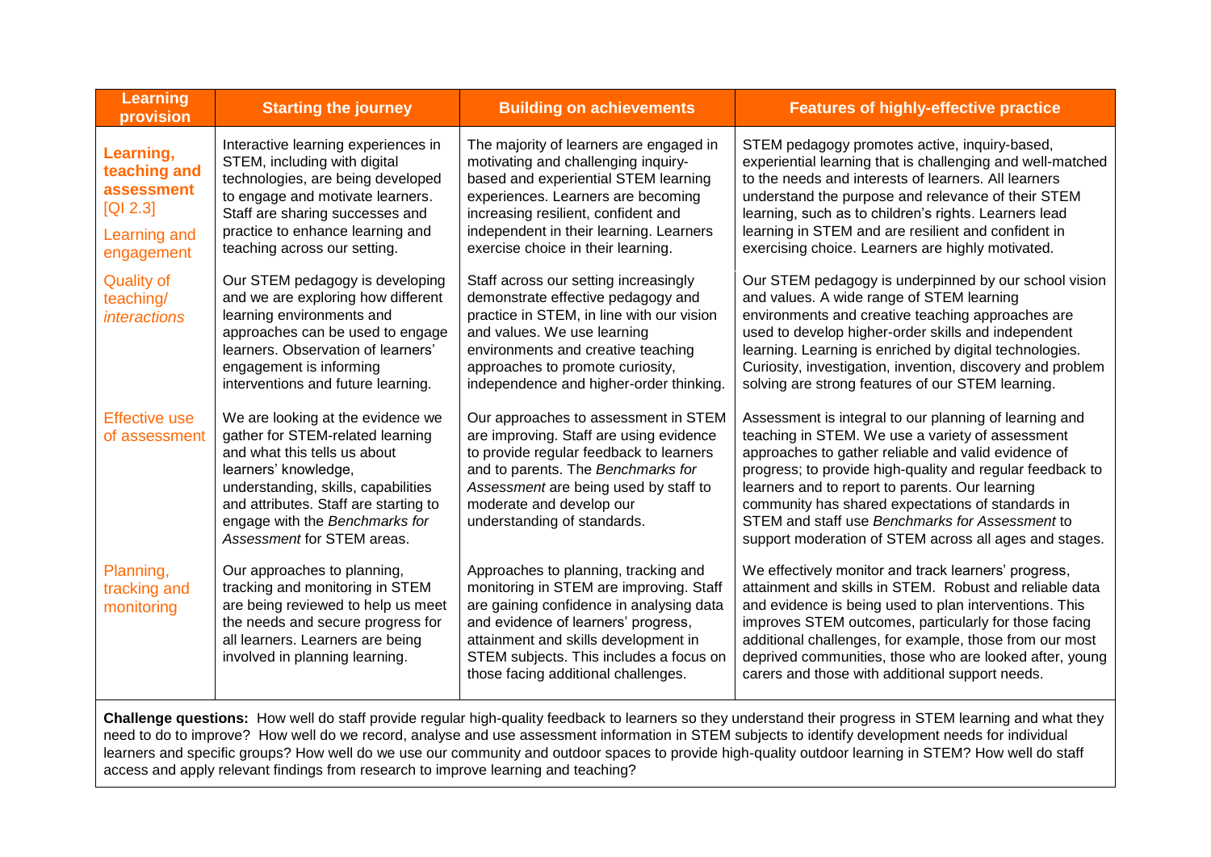| Learning provision | Starting the journey | Building on achievements | Features of highly-effective practice |
|---|---|---|---|
| **Learning, teaching and assessment** [QI 2.3] Learning and engagement | Interactive learning experiences in STEM, including with digital technologies, are being developed to engage and motivate learners. Staff are sharing successes and practice to enhance learning and teaching across our setting. | The majority of learners are engaged in motivating and challenging inquiry-based and experiential STEM learning experiences. Learners are becoming increasing resilient, confident and independent in their learning. Learners exercise choice in their learning. | STEM pedagogy promotes active, inquiry-based, experiential learning that is challenging and well-matched to the needs and interests of learners. All learners understand the purpose and relevance of their STEM learning, such as to children's rights. Learners lead learning in STEM and are resilient and confident in exercising choice. Learners are highly motivated. |
| Quality of teaching/ *interactions* | Our STEM pedagogy is developing and we are exploring how different learning environments and approaches can be used to engage learners. Observation of learners' engagement is informing interventions and future learning. | Staff across our setting increasingly demonstrate effective pedagogy and practice in STEM, in line with our vision and values. We use learning environments and creative teaching approaches to promote curiosity, independence and higher-order thinking. | Our STEM pedagogy is underpinned by our school vision and values. A wide range of STEM learning environments and creative teaching approaches are used to develop higher-order skills and independent learning. Learning is enriched by digital technologies. Curiosity, investigation, invention, discovery and problem solving are strong features of our STEM learning. |
| Effective use of assessment | We are looking at the evidence we gather for STEM-related learning and what this tells us about learners' knowledge, understanding, skills, capabilities and attributes. Staff are starting to engage with the *Benchmarks for Assessment* for STEM areas. | Our approaches to assessment in STEM are improving. Staff are using evidence to provide regular feedback to learners and to parents. The *Benchmarks for Assessment* are being used by staff to moderate and develop our understanding of standards. | Assessment is integral to our planning of learning and teaching in STEM. We use a variety of assessment approaches to gather reliable and valid evidence of progress; to provide high-quality and regular feedback to learners and to report to parents. Our learning community has shared expectations of standards in STEM and staff use *Benchmarks for Assessment* to support moderation of STEM across all ages and stages. |
| Planning, tracking and monitoring | Our approaches to planning, tracking and monitoring in STEM are being reviewed to help us meet the needs and secure progress for all learners. Learners are being involved in planning learning. | Approaches to planning, tracking and monitoring in STEM are improving. Staff are gaining confidence in analysing data and evidence of learners' progress, attainment and skills development in STEM subjects. This includes a focus on those facing additional challenges. | We effectively monitor and track learners' progress, attainment and skills in STEM. Robust and reliable data and evidence is being used to plan interventions. This improves STEM outcomes, particularly for those facing additional challenges, for example, those from our most deprived communities, those who are looked after, young carers and those with additional support needs. |

**Challenge questions:** How well do staff provide regular high-quality feedback to learners so they understand their progress in STEM learning and what they need to do to improve? How well do we record, analyse and use assessment information in STEM subjects to identify development needs for individual learners and specific groups? How well do we use our community and outdoor spaces to provide high-quality outdoor learning in STEM? How well do staff access and apply relevant findings from research to improve learning and teaching?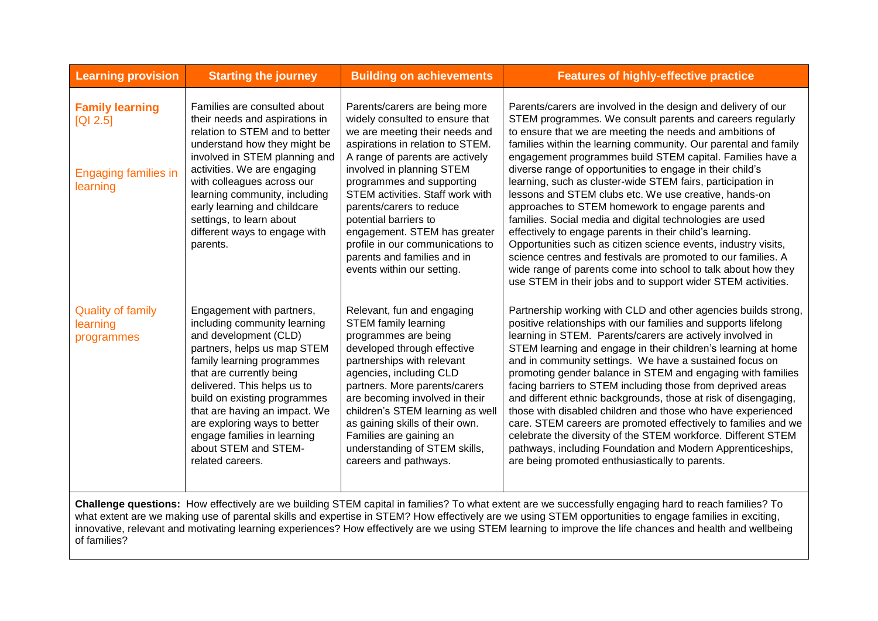| Learning provision | Starting the journey | Building on achievements | Features of highly-effective practice |
|---|---|---|---|
| **Family learning** [QI 2.5]<br><br>Engaging families in learning | Families are consulted about their needs and aspirations in relation to STEM and to better understand how they might be involved in STEM planning and activities. We are engaging with colleagues across our learning community, including early learning and childcare settings, to learn about different ways to engage with parents. | Parents/carers are being more widely consulted to ensure that we are meeting their needs and aspirations in relation to STEM. A range of parents are actively involved in planning STEM programmes and supporting STEM activities. Staff work with parents/carers to reduce potential barriers to engagement. STEM has greater profile in our communications to parents and families and in events within our setting. | Parents/carers are involved in the design and delivery of our STEM programmes. We consult parents and careers regularly to ensure that we are meeting the needs and ambitions of families within the learning community. Our parental and family engagement programmes build STEM capital. Families have a diverse range of opportunities to engage in their child's learning, such as cluster-wide STEM fairs, participation in lessons and STEM clubs etc. We use creative, hands-on approaches to STEM homework to engage parents and families. Social media and digital technologies are used effectively to engage parents in their child's learning. Opportunities such as citizen science events, industry visits, science centres and festivals are promoted to our families. A wide range of parents come into school to talk about how they use STEM in their jobs and to support wider STEM activities. |
| Quality of family learning programmes | Engagement with partners, including community learning and development (CLD) partners, helps us map STEM family learning programmes that are currently being delivered. This helps us to build on existing programmes that are having an impact. We are exploring ways to better engage families in learning about STEM and STEM-related careers. | Relevant, fun and engaging STEM family learning programmes are being developed through effective partnerships with relevant agencies, including CLD partners. More parents/carers are becoming involved in their children's STEM learning as well as gaining skills of their own. Families are gaining an understanding of STEM skills, careers and pathways. | Partnership working with CLD and other agencies builds strong, positive relationships with our families and supports lifelong learning in STEM. Parents/carers are actively involved in STEM learning and engage in their children's learning at home and in community settings. We have a sustained focus on promoting gender balance in STEM and engaging with families facing barriers to STEM including those from deprived areas and different ethnic backgrounds, those at risk of disengaging, those with disabled children and those who have experienced care. STEM careers are promoted effectively to families and we celebrate the diversity of the STEM workforce. Different STEM pathways, including Foundation and Modern Apprenticeships, are being promoted enthusiastically to parents. |

**Challenge questions:** How effectively are we building STEM capital in families? To what extent are we successfully engaging hard to reach families? To what extent are we making use of parental skills and expertise in STEM? How effectively are we using STEM opportunities to engage families in exciting, innovative, relevant and motivating learning experiences? How effectively are we using STEM learning to improve the life chances and health and wellbeing of families?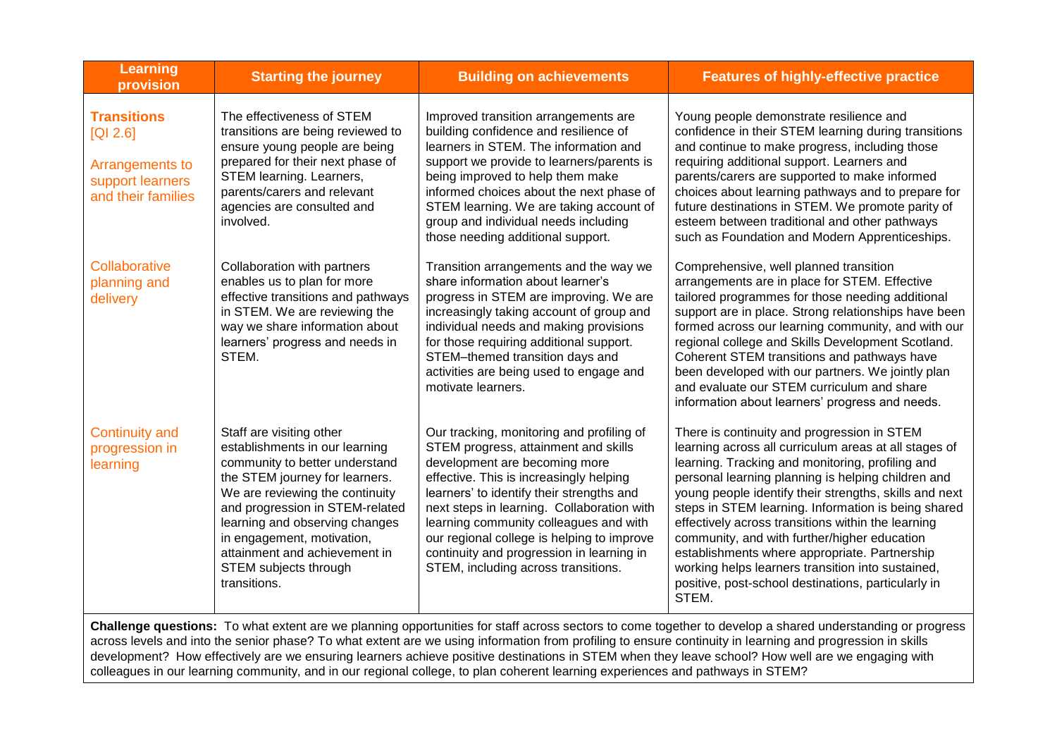| Learning provision | Starting the journey | Building on achievements | Features of highly-effective practice |
|---|---|---|---|
| **Transitions** [QI 2.6] Arrangements to support learners and their families | The effectiveness of STEM transitions are being reviewed to ensure young people are being prepared for their next phase of STEM learning. Learners, parents/carers and relevant agencies are consulted and involved. | Improved transition arrangements are building confidence and resilience of learners in STEM. The information and support we provide to learners/parents is being improved to help them make informed choices about the next phase of STEM learning. We are taking account of group and individual needs including those needing additional support. | Young people demonstrate resilience and confidence in their STEM learning during transitions and continue to make progress, including those requiring additional support. Learners and parents/carers are supported to make informed choices about learning pathways and to prepare for future destinations in STEM. We promote parity of esteem between traditional and other pathways such as Foundation and Modern Apprenticeships. |
| Collaborative planning and delivery | Collaboration with partners enables us to plan for more effective transitions and pathways in STEM. We are reviewing the way we share information about learners' progress and needs in STEM. | Transition arrangements and the way we share information about learner's progress in STEM are improving. We are increasingly taking account of group and individual needs and making provisions for those requiring additional support. STEM–themed transition days and activities are being used to engage and motivate learners. | Comprehensive, well planned transition arrangements are in place for STEM. Effective tailored programmes for those needing additional support are in place. Strong relationships have been formed across our learning community, and with our regional college and Skills Development Scotland. Coherent STEM transitions and pathways have been developed with our partners. We jointly plan and evaluate our STEM curriculum and share information about learners' progress and needs. |
| Continuity and progression in learning | Staff are visiting other establishments in our learning community to better understand the STEM journey for learners. We are reviewing the continuity and progression in STEM-related learning and observing changes in engagement, motivation, attainment and achievement in STEM subjects through transitions. | Our tracking, monitoring and profiling of STEM progress, attainment and skills development are becoming more effective. This is increasingly helping learners' to identify their strengths and next steps in learning. Collaboration with learning community colleagues and with our regional college is helping to improve continuity and progression in learning in STEM, including across transitions. | There is continuity and progression in STEM learning across all curriculum areas at all stages of learning. Tracking and monitoring, profiling and personal learning planning is helping children and young people identify their strengths, skills and next steps in STEM learning. Information is being shared effectively across transitions within the learning community, and with further/higher education establishments where appropriate. Partnership working helps learners transition into sustained, positive, post-school destinations, particularly in STEM. |

**Challenge questions:** To what extent are we planning opportunities for staff across sectors to come together to develop a shared understanding or progress across levels and into the senior phase? To what extent are we using information from profiling to ensure continuity in learning and progression in skills development? How effectively are we ensuring learners achieve positive destinations in STEM when they leave school? How well are we engaging with colleagues in our learning community, and in our regional college, to plan coherent learning experiences and pathways in STEM?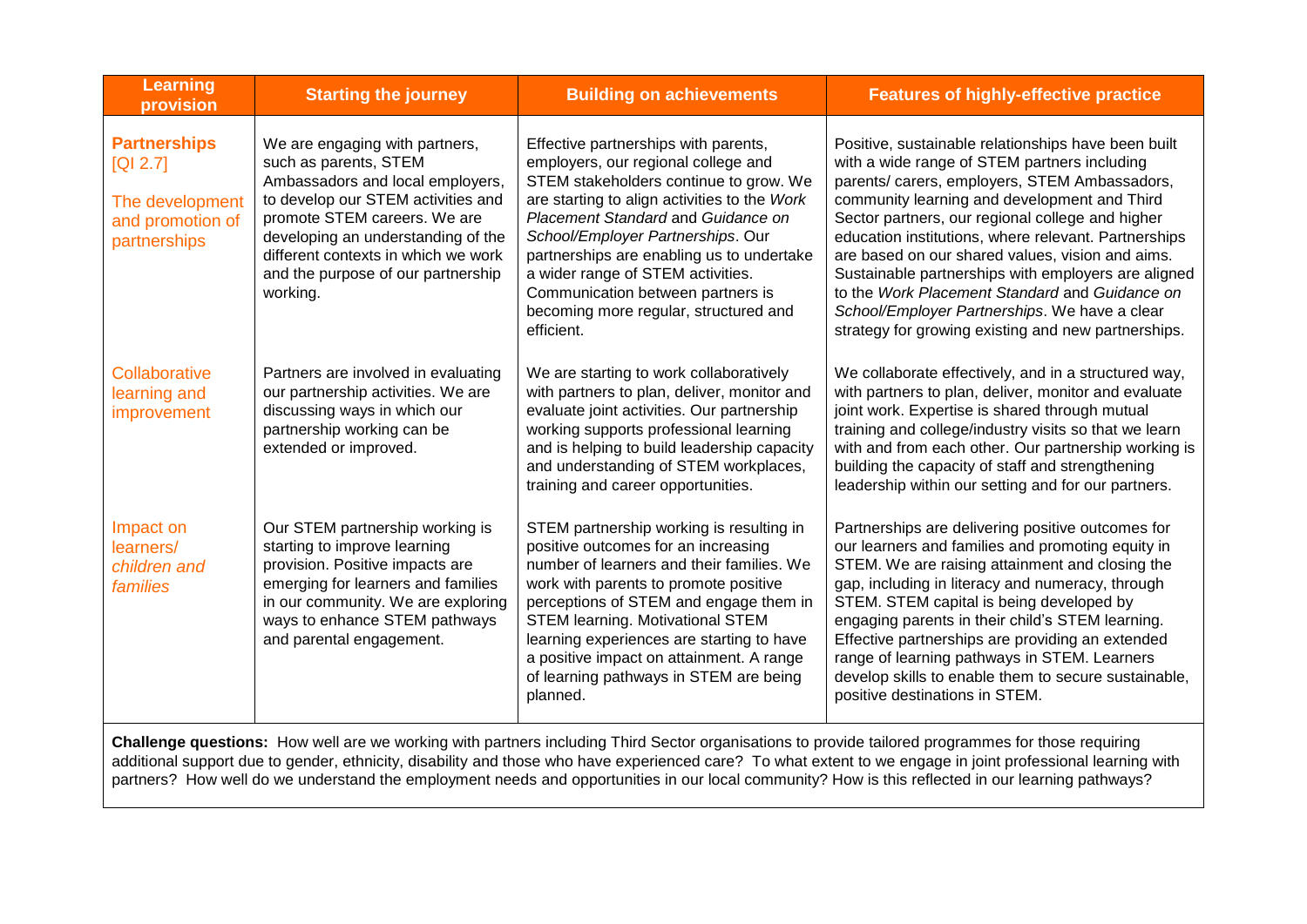| Learning provision | Starting the journey | Building on achievements | Features of highly-effective practice |
|---|---|---|---|
| **Partnerships** [QI 2.7] The development and promotion of partnerships | We are engaging with partners, such as parents, STEM Ambassadors and local employers, to develop our STEM activities and promote STEM careers. We are developing an understanding of the different contexts in which we work and the purpose of our partnership working. | Effective partnerships with parents, employers, our regional college and STEM stakeholders continue to grow. We are starting to align activities to the *Work Placement Standard* and *Guidance on School/Employer Partnerships*. Our partnerships are enabling us to undertake a wider range of STEM activities. Communication between partners is becoming more regular, structured and efficient. | Positive, sustainable relationships have been built with a wide range of STEM partners including parents/ carers, employers, STEM Ambassadors, community learning and development and Third Sector partners, our regional college and higher education institutions, where relevant. Partnerships are based on our shared values, vision and aims. Sustainable partnerships with employers are aligned to the *Work Placement Standard* and *Guidance on School/Employer Partnerships*. We have a clear strategy for growing existing and new partnerships. |
| Collaborative learning and improvement | Partners are involved in evaluating our partnership activities. We are discussing ways in which our partnership working can be extended or improved. | We are starting to work collaboratively with partners to plan, deliver, monitor and evaluate joint activities. Our partnership working supports professional learning and is helping to build leadership capacity and understanding of STEM workplaces, training and career opportunities. | We collaborate effectively, and in a structured way, with partners to plan, deliver, monitor and evaluate joint work. Expertise is shared through mutual training and college/industry visits so that we learn with and from each other. Our partnership working is building the capacity of staff and strengthening leadership within our setting and for our partners. |
| Impact on learners/ *children and families* | Our STEM partnership working is starting to improve learning provision. Positive impacts are emerging for learners and families in our community. We are exploring ways to enhance STEM pathways and parental engagement. | STEM partnership working is resulting in positive outcomes for an increasing number of learners and their families. We work with parents to promote positive perceptions of STEM and engage them in STEM learning. Motivational STEM learning experiences are starting to have a positive impact on attainment. A range of learning pathways in STEM are being planned. | Partnerships are delivering positive outcomes for our learners and families and promoting equity in STEM. We are raising attainment and closing the gap, including in literacy and numeracy, through STEM. STEM capital is being developed by engaging parents in their child's STEM learning. Effective partnerships are providing an extended range of learning pathways in STEM. Learners develop skills to enable them to secure sustainable, positive destinations in STEM. |

**Challenge questions:** How well are we working with partners including Third Sector organisations to provide tailored programmes for those requiring additional support due to gender, ethnicity, disability and those who have experienced care? To what extent to we engage in joint professional learning with partners? How well do we understand the employment needs and opportunities in our local community? How is this reflected in our learning pathways?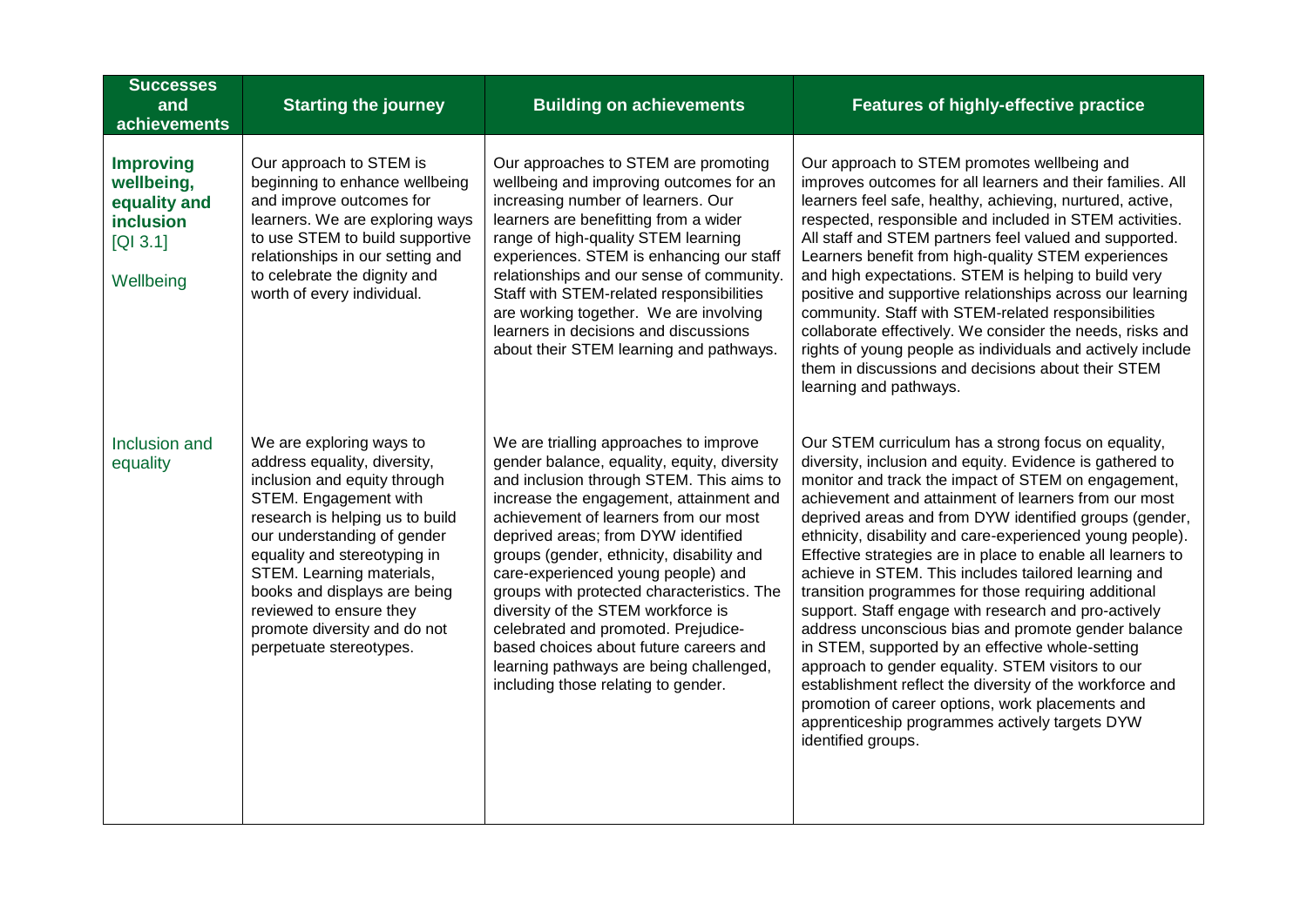| Successes and achievements | Starting the journey | Building on achievements | Features of highly-effective practice |
| --- | --- | --- | --- |
| **Improving wellbeing, equality and inclusion** [QI 3.1]<br><br>Wellbeing | Our approach to STEM is beginning to enhance wellbeing and improve outcomes for learners. We are exploring ways to use STEM to build supportive relationships in our setting and to celebrate the dignity and worth of every individual. | Our approaches to STEM are promoting wellbeing and improving outcomes for an increasing number of learners. Our learners are benefitting from a wider range of high-quality STEM learning experiences. STEM is enhancing our staff relationships and our sense of community. Staff with STEM-related responsibilities are working together. We are involving learners in decisions and discussions about their STEM learning and pathways. | Our approach to STEM promotes wellbeing and improves outcomes for all learners and their families. All learners feel safe, healthy, achieving, nurtured, active, respected, responsible and included in STEM activities. All staff and STEM partners feel valued and supported. Learners benefit from high-quality STEM experiences and high expectations. STEM is helping to build very positive and supportive relationships across our learning community. Staff with STEM-related responsibilities collaborate effectively. We consider the needs, risks and rights of young people as individuals and actively include them in discussions and decisions about their STEM learning and pathways. |
| Inclusion and equality | We are exploring ways to address equality, diversity, inclusion and equity through STEM. Engagement with research is helping us to build our understanding of gender equality and stereotyping in STEM. Learning materials, books and displays are being reviewed to ensure they promote diversity and do not perpetuate stereotypes. | We are trialling approaches to improve gender balance, equality, equity, diversity and inclusion through STEM. This aims to increase the engagement, attainment and achievement of learners from our most deprived areas; from DYW identified groups (gender, ethnicity, disability and care-experienced young people) and groups with protected characteristics. The diversity of the STEM workforce is celebrated and promoted. Prejudice-based choices about future careers and learning pathways are being challenged, including those relating to gender. | Our STEM curriculum has a strong focus on equality, diversity, inclusion and equity. Evidence is gathered to monitor and track the impact of STEM on engagement, achievement and attainment of learners from our most deprived areas and from DYW identified groups (gender, ethnicity, disability and care-experienced young people). Effective strategies are in place to enable all learners to achieve in STEM. This includes tailored learning and transition programmes for those requiring additional support. Staff engage with research and pro-actively address unconscious bias and promote gender balance in STEM, supported by an effective whole-setting approach to gender equality. STEM visitors to our establishment reflect the diversity of the workforce and promotion of career options, work placements and apprenticeship programmes actively targets DYW identified groups. |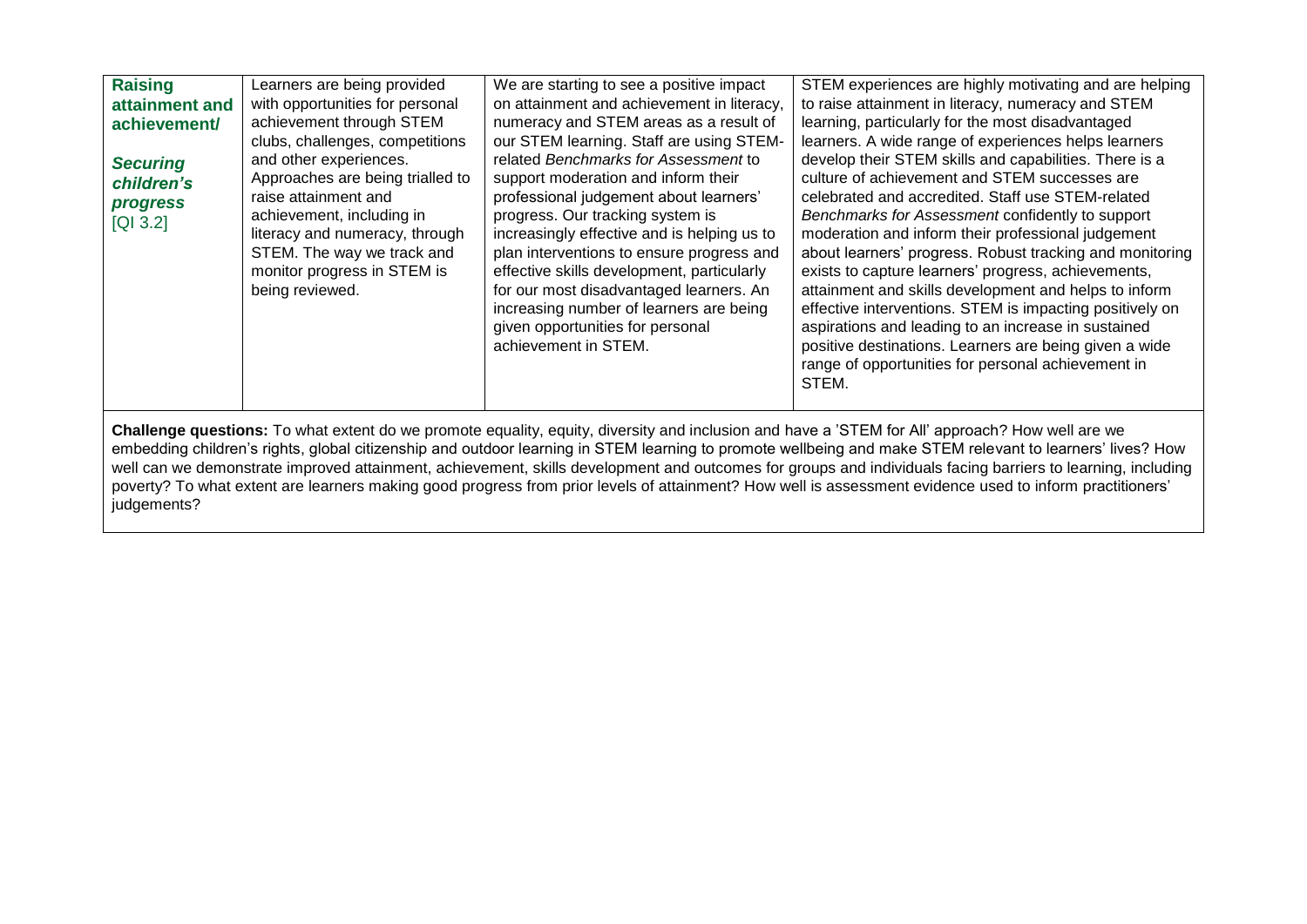| **Raising attainment and achievement/** ***Securing children's progress*** [QI 3.2] | Learners are being provided with opportunities for personal achievement through STEM clubs, challenges, competitions and other experiences. Approaches are being trialled to raise attainment and achievement, including in literacy and numeracy, through STEM. The way we track and monitor progress in STEM is being reviewed. | We are starting to see a positive impact on attainment and achievement in literacy, numeracy and STEM areas as a result of our STEM learning. Staff are using STEM-related *Benchmarks for Assessment* to support moderation and inform their professional judgement about learners' progress. Our tracking system is increasingly effective and is helping us to plan interventions to ensure progress and effective skills development, particularly for our most disadvantaged learners. An increasing number of learners are being given opportunities for personal achievement in STEM. | STEM experiences are highly motivating and are helping to raise attainment in literacy, numeracy and STEM learning, particularly for the most disadvantaged learners. A wide range of experiences helps learners develop their STEM skills and capabilities. There is a culture of achievement and STEM successes are celebrated and accredited. Staff use STEM-related *Benchmarks for Assessment* confidently to support moderation and inform their professional judgement about learners' progress. Robust tracking and monitoring exists to capture learners' progress, achievements, attainment and skills development and helps to inform effective interventions. STEM is impacting positively on aspirations and leading to an increase in sustained positive destinations. Learners are being given a wide range of opportunities for personal achievement in STEM. |
|---|---|---|---|

**Challenge questions:** To what extent do we promote equality, equity, diversity and inclusion and have a 'STEM for All' approach? How well are we embedding children's rights, global citizenship and outdoor learning in STEM learning to promote wellbeing and make STEM relevant to learners' lives? How well can we demonstrate improved attainment, achievement, skills development and outcomes for groups and individuals facing barriers to learning, including poverty? To what extent are learners making good progress from prior levels of attainment? How well is assessment evidence used to inform practitioners' judgements?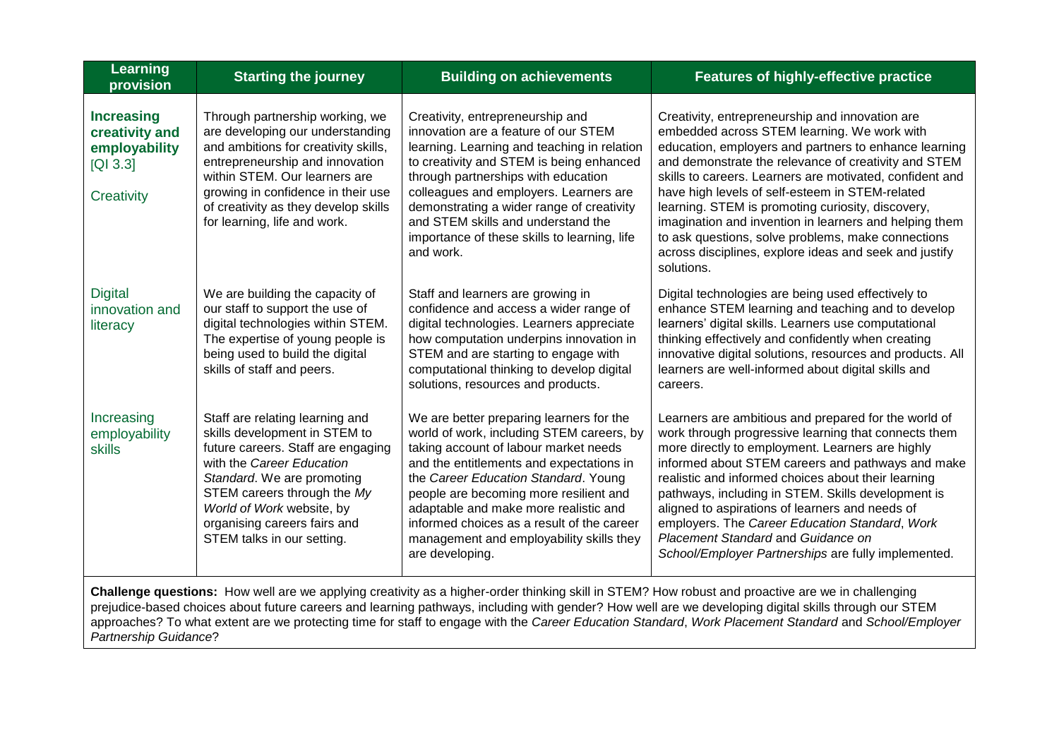| Learning provision | Starting the journey | Building on achievements | Features of highly-effective practice |
|---|---|---|---|
| **Increasing creativity and employability** [QI 3.3]<br><br>Creativity | Through partnership working, we are developing our understanding and ambitions for creativity skills, entrepreneurship and innovation within STEM. Our learners are growing in confidence in their use of creativity as they develop skills for learning, life and work. | Creativity, entrepreneurship and innovation are a feature of our STEM learning. Learning and teaching in relation to creativity and STEM is being enhanced through partnerships with education colleagues and employers. Learners are demonstrating a wider range of creativity and STEM skills and understand the importance of these skills to learning, life and work. | Creativity, entrepreneurship and innovation are embedded across STEM learning. We work with education, employers and partners to enhance learning and demonstrate the relevance of creativity and STEM skills to careers. Learners are motivated, confident and have high levels of self-esteem in STEM-related learning. STEM is promoting curiosity, discovery, imagination and invention in learners and helping them to ask questions, solve problems, make connections across disciplines, explore ideas and seek and justify solutions. |
| Digital innovation and literacy | We are building the capacity of our staff to support the use of digital technologies within STEM. The expertise of young people is being used to build the digital skills of staff and peers. | Staff and learners are growing in confidence and access a wider range of digital technologies. Learners appreciate how computation underpins innovation in STEM and are starting to engage with computational thinking to develop digital solutions, resources and products. | Digital technologies are being used effectively to enhance STEM learning and teaching and to develop learners' digital skills. Learners use computational thinking effectively and confidently when creating innovative digital solutions, resources and products. All learners are well-informed about digital skills and careers. |
| Increasing employability skills | Staff are relating learning and skills development in STEM to future careers. Staff are engaging with the *Career Education Standard*. We are promoting STEM careers through the *My World of Work* website, by organising careers fairs and STEM talks in our setting. | We are better preparing learners for the world of work, including STEM careers, by taking account of labour market needs and the entitlements and expectations in the *Career Education Standard*. Young people are becoming more resilient and adaptable and make more realistic and informed choices as a result of the career management and employability skills they are developing. | Learners are ambitious and prepared for the world of work through progressive learning that connects them more directly to employment. Learners are highly informed about STEM careers and pathways and make realistic and informed choices about their learning pathways, including in STEM. Skills development is aligned to aspirations of learners and needs of employers. The *Career Education Standard*, *Work Placement Standard* and *Guidance on School/Employer Partnerships* are fully implemented. |

**Challenge questions:** How well are we applying creativity as a higher-order thinking skill in STEM? How robust and proactive are we in challenging prejudice-based choices about future careers and learning pathways, including with gender? How well are we developing digital skills through our STEM approaches? To what extent are we protecting time for staff to engage with the *Career Education Standard*, *Work Placement Standard* and *School/Employer Partnership Guidance*?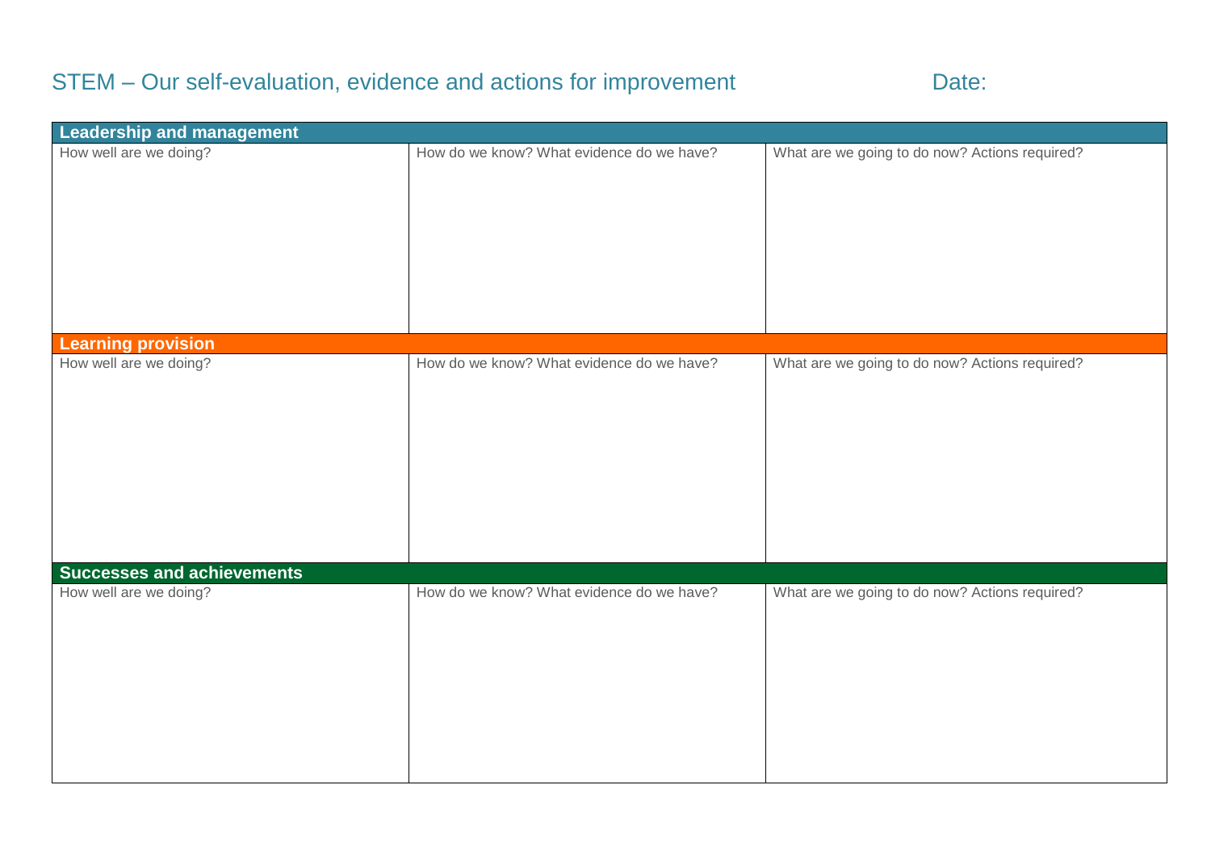# STEM – Our self-evaluation, evidence and actions for improvement Date:

| Leadership and management | | |
|---|---|---|
| How well are we doing? | How do we know? What evidence do we have? | What are we going to do now? Actions required? |
| **Learning provision** | | |
| How well are we doing? | How do we know? What evidence do we have? | What are we going to do now? Actions required? |
| **Successes and achievements** | | |
| How well are we doing? | How do we know? What evidence do we have? | What are we going to do now? Actions required? |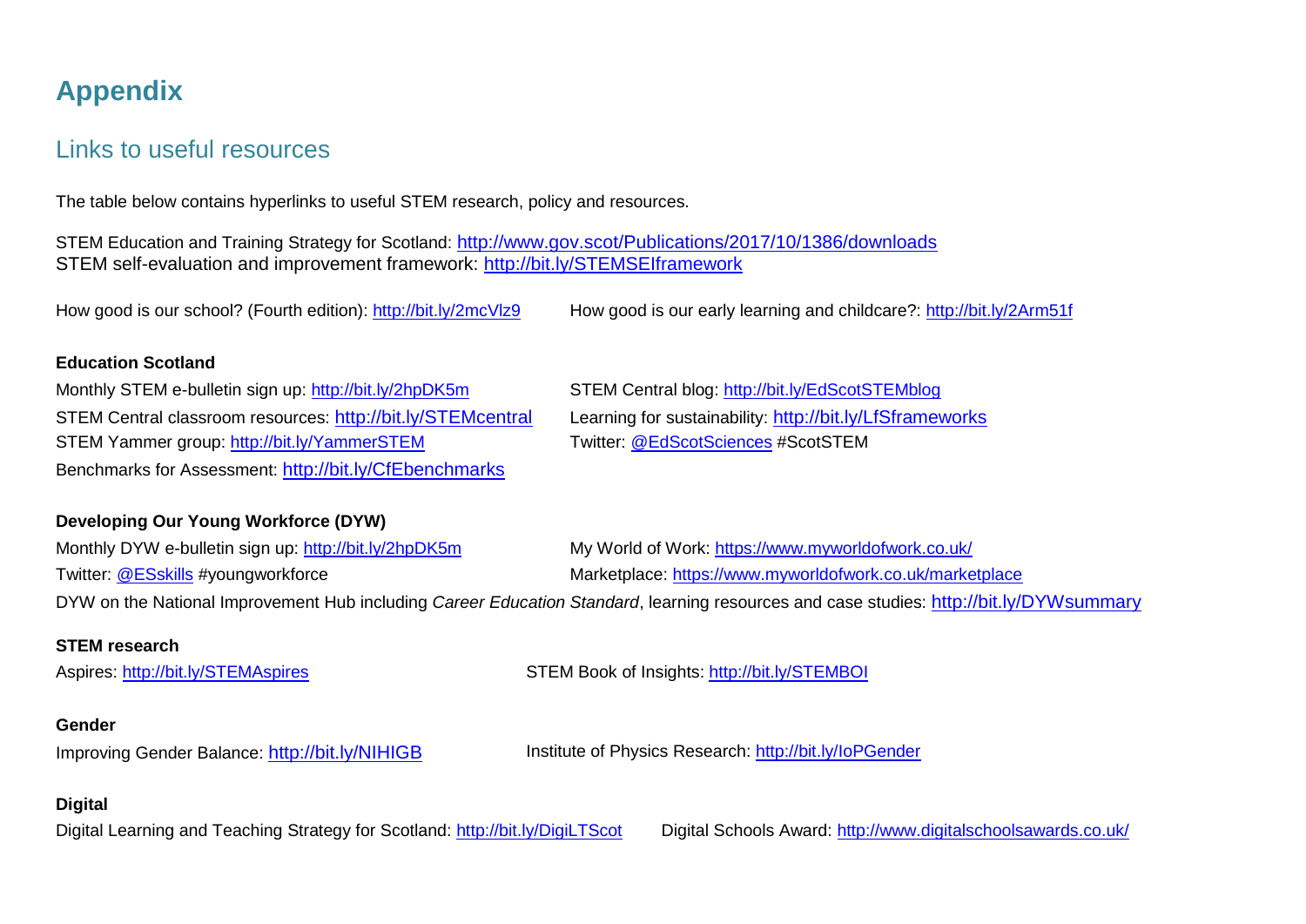# Appendix

## Links to useful resources

The table below contains hyperlinks to useful STEM research, policy and resources.

STEM Education and Training Strategy for Scotland: http://www.gov.scot/Publications/2017/10/1386/downloads
STEM self-evaluation and improvement framework: http://bit.ly/STEMSEIframework

How good is our school? (Fourth edition): http://bit.ly/2mcVlz9

How good is our early learning and childcare?: http://bit.ly/2Arm51f

**Education Scotland**

Monthly STEM e-bulletin sign up: http://bit.ly/2hpDK5m
STEM Central classroom resources: http://bit.ly/STEMcentral
STEM Yammer group: http://bit.ly/YammerSTEM
Benchmarks for Assessment: http://bit.ly/CfEbenchmarks
STEM Central blog: http://bit.ly/EdScotSTEMblog
Learning for sustainability: http://bit.ly/LfSframeworks
Twitter: @EdScotSciences #ScotSTEM

**Developing Our Young Workforce (DYW)**

Monthly DYW e-bulletin sign up: http://bit.ly/2hpDK5m
Twitter: @ESskills #youngworkforce
My World of Work: https://www.myworldofwork.co.uk/
Marketplace: https://www.myworldofwork.co.uk/marketplace

DYW on the National Improvement Hub including *Career Education Standard*, learning resources and case studies: http://bit.ly/DYWsummary

**STEM research**

Aspires: http://bit.ly/STEMAspires

STEM Book of Insights: http://bit.ly/STEMBOI

**Gender**

Improving Gender Balance: http://bit.ly/NIHIGB

Institute of Physics Research: http://bit.ly/IoPGender

**Digital**

Digital Learning and Teaching Strategy for Scotland: http://bit.ly/DigiLTScot

Digital Schools Award: http://www.digitalschoolsawards.co.uk/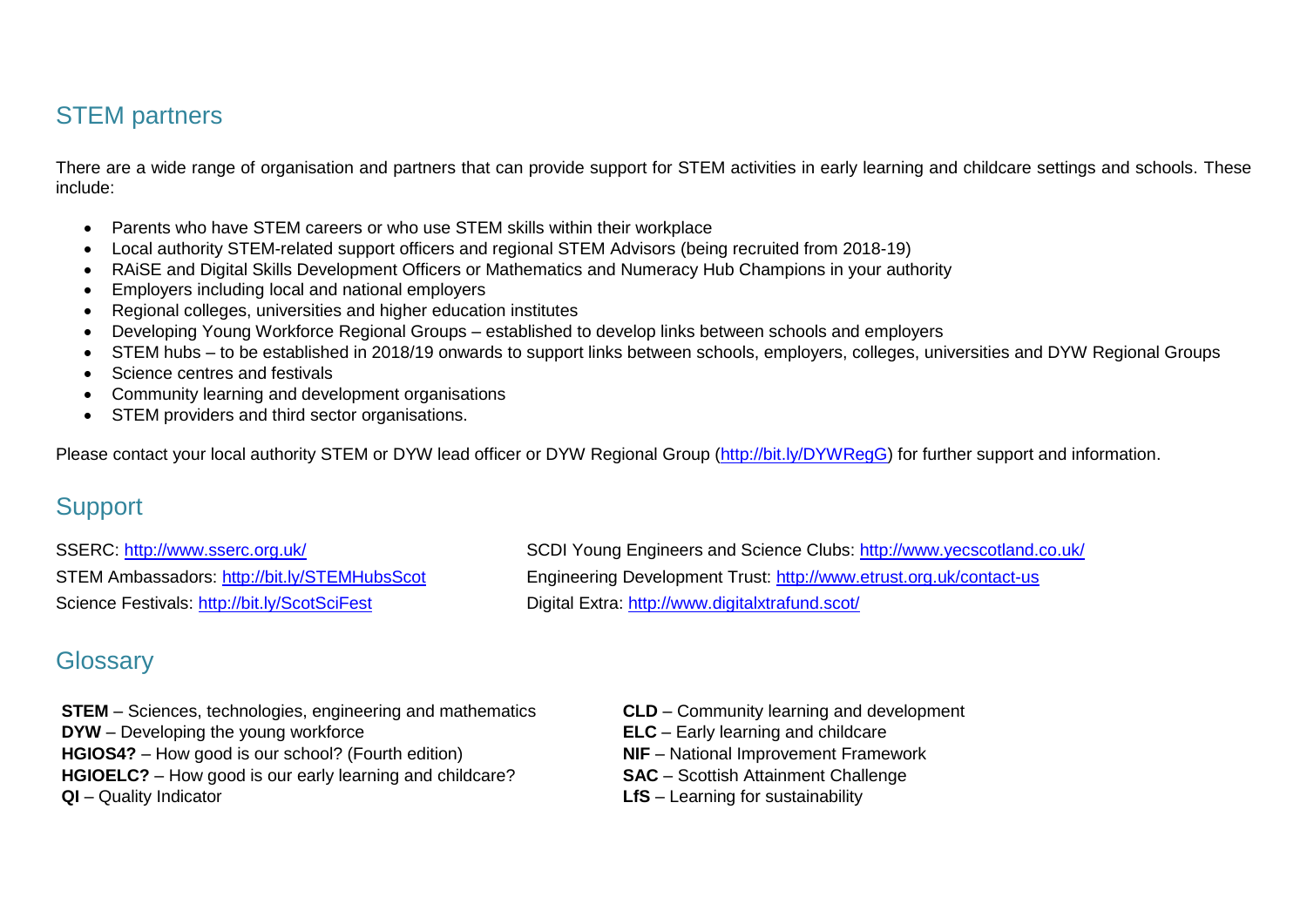## STEM partners

There are a wide range of organisation and partners that can provide support for STEM activities in early learning and childcare settings and schools. These include:

- Parents who have STEM careers or who use STEM skills within their workplace
- Local authority STEM-related support officers and regional STEM Advisors (being recruited from 2018-19)
- RAiSE and Digital Skills Development Officers or Mathematics and Numeracy Hub Champions in your authority
- Employers including local and national employers
- Regional colleges, universities and higher education institutes
- Developing Young Workforce Regional Groups – established to develop links between schools and employers
- STEM hubs – to be established in 2018/19 onwards to support links between schools, employers, colleges, universities and DYW Regional Groups
- Science centres and festivals
- Community learning and development organisations
- STEM providers and third sector organisations.

Please contact your local authority STEM or DYW lead officer or DYW Regional Group (http://bit.ly/DYWRegG) for further support and information.

## Support

SSERC: http://www.sserc.org.uk/

STEM Ambassadors: http://bit.ly/STEMHubsScot

Science Festivals: http://bit.ly/ScotSciFest

SCDI Young Engineers and Science Clubs: http://www.yecscotland.co.uk/

Engineering Development Trust: http://www.etrust.org.uk/contact-us

Digital Extra: http://www.digitalxtrafund.scot/

## Glossary

**STEM** – Sciences, technologies, engineering and mathematics
**DYW** – Developing the young workforce
**HGIOS4?** – How good is our school? (Fourth edition)
**HGIOELC?** – How good is our early learning and childcare?
**QI** – Quality Indicator
**CLD** – Community learning and development
**ELC** – Early learning and childcare
**NIF** – National Improvement Framework
**SAC** – Scottish Attainment Challenge
**LfS** – Learning for sustainability